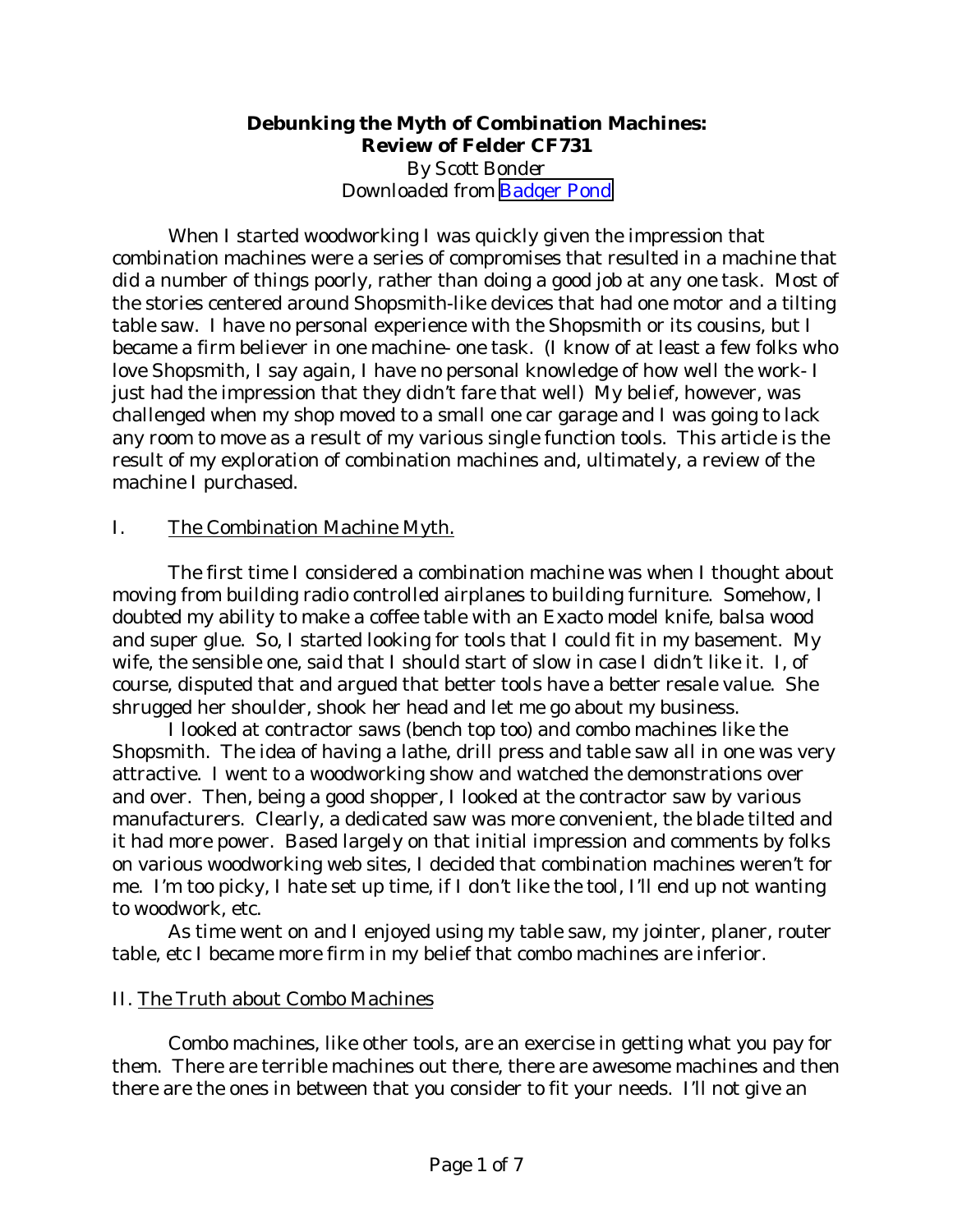# Debunking the Myth of Combination Machines: Review of Felder CF731

*By Scott Bonder*

*Downloaded from [Badger Pond]*

When I started woodworking I was quickly given the impression that combination machines were a series of compromises that resulted in a machine that did a number of things poorly, rather than doing a good job at any one task. Most of the stories centered around Shopsmith-like devices that had one motor and a tilting table saw. I have no personal experience with the Shopsmith or its cousins, but I became a firm believer in one machine- one task. (I know of at least a few folks who love Shopsmith, I say again, I have no personal knowledge of how well the work- I just had the impression that they didn't fare that well) My belief, however, was challenged when my shop moved to a small one car garage and I was going to lack any room to move as a result of my various single function tools. This article is the result of my exploration of combination machines and, ultimately, a review of the machine I purchased.

## I. <u>The Combination Machine Myth.</u>

The first time I considered a combination machine was when I thought about moving from building radio controlled airplanes to building furniture. Somehow, I doubted my ability to make a coffee table with an Exacto model knife, balsa wood and super glue. So, I started looking for tools that I could fit in my basement. My wife, the sensible one, said that I should start of slow in case I didn't like it. I, of course, disputed that and argued that better tools have a better resale value. She shrugged her shoulder, shook her head and let me go about my business.

I looked at contractor saws (bench top too) and combo machines like the Shopsmith. The idea of having a lathe, drill press and table saw all in one was very attractive. I went to a woodworking show and watched the demonstrations over and over. Then, being a good shopper, I looked at the contractor saw by various manufacturers. Clearly, a dedicated saw was more convenient, the blade tilted and it had more power. Based largely on that initial impression and comments by folks on various woodworking web sites, I decided that combination machines weren't for me. I'm too picky, I hate set up time, if I don't like the tool, I'll end up not wanting to woodwork, etc.

As time went on and I enjoyed using my table saw, my jointer, planer, router table, etc I became more firm in my belief that combo machines are inferior.

## II. <u>The Truth about Combo Machines</u>

Combo machines, like other tools, are an exercise in getting what you pay for them. There are terrible machines out there, there are awesome machines and then there are the ones in between that you consider to fit your needs. I'll not give an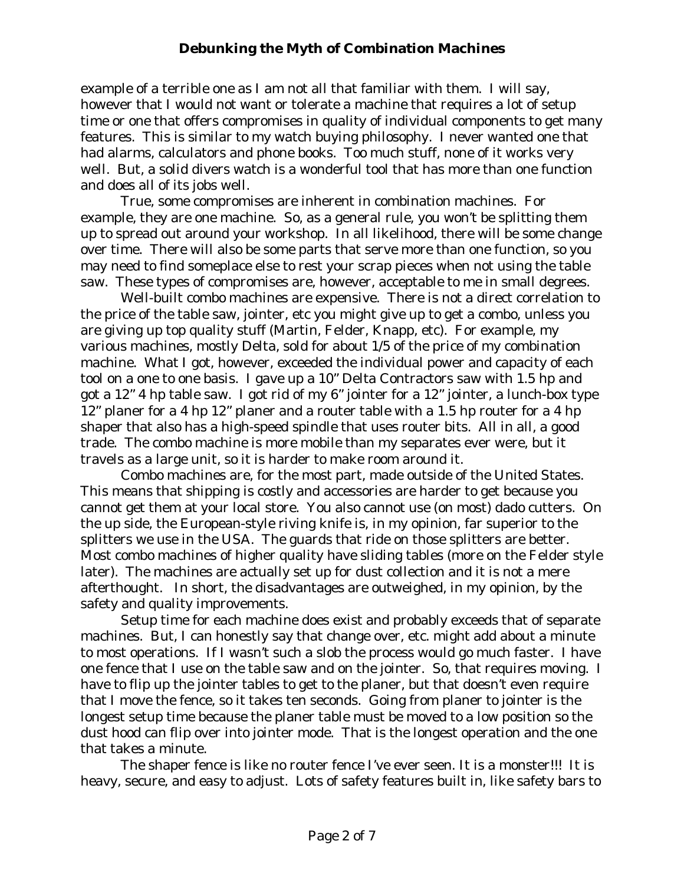example of a terrible one as I am not all that familiar with them. I will say, however that I would not want or tolerate a machine that requires a lot of setup time or one that offers compromises in quality of individual components to get many features. This is similar to my watch buying philosophy. I never wanted one that had alarms, calculators and phone books. Too much stuff, none of it works very well. But, a solid divers watch is a wonderful tool that has more than one function and does all of its jobs well.

True, some compromises are inherent in combination machines. For example, they are one machine. So, as a general rule, you won't be splitting them up to spread out around your workshop. In all likelihood, there will be some change over time. There will also be some parts that serve more than one function, so you may need to find someplace else to rest your scrap pieces when not using the table saw. These types of compromises are, however, acceptable to me in small degrees.

Well-built combo machines are expensive. There is not a direct correlation to the price of the table saw, jointer, etc you might give up to get a combo, unless you are giving up top quality stuff (Martin, Felder, Knapp, etc). For example, my various machines, mostly Delta, sold for about 1/5 of the price of my combination machine. What I got, however, exceeded the individual power and capacity of each tool on a one to one basis. I gave up a 10" Delta Contractors saw with 1.5 hp and got a 12" 4 hp table saw. I got rid of my 6" jointer for a 12" jointer, a lunch-box type 12" planer for a 4 hp 12" planer and a router table with a 1.5 hp router for a 4 hp shaper that also has a high-speed spindle that uses router bits. All in all, a good trade. The combo machine is more mobile than my separates ever were, but it travels as a large unit, so it is harder to make room around it.

Combo machines are, for the most part, made outside of the United States. This means that shipping is costly and accessories are harder to get because you cannot get them at your local store. You also cannot use (on most) dado cutters. On the up side, the European-style riving knife is, in my opinion, far superior to the splitters we use in the USA. The guards that ride on those splitters are better. Most combo machines of higher quality have sliding tables (more on the Felder style later). The machines are actually set up for dust collection and it is not a mere afterthought. In short, the disadvantages are outweighed, in my opinion, by the safety and quality improvements.

Setup time for each machine does exist and probably exceeds that of separate machines. But, I can honestly say that change over, etc. might add about a minute to most operations. If I wasn't such a slob the process would go much faster. I have one fence that I use on the table saw and on the jointer. So, that requires moving. I have to flip up the jointer tables to get to the planer, but that doesn't even require that I move the fence, so it takes ten seconds. Going from planer to jointer is the longest setup time because the planer table must be moved to a low position so the dust hood can flip over into jointer mode. That is the longest operation and the one that takes a minute.

The shaper fence is like no router fence I've ever seen. It is a monster!!! It is heavy, secure, and easy to adjust. Lots of safety features built in, like safety bars to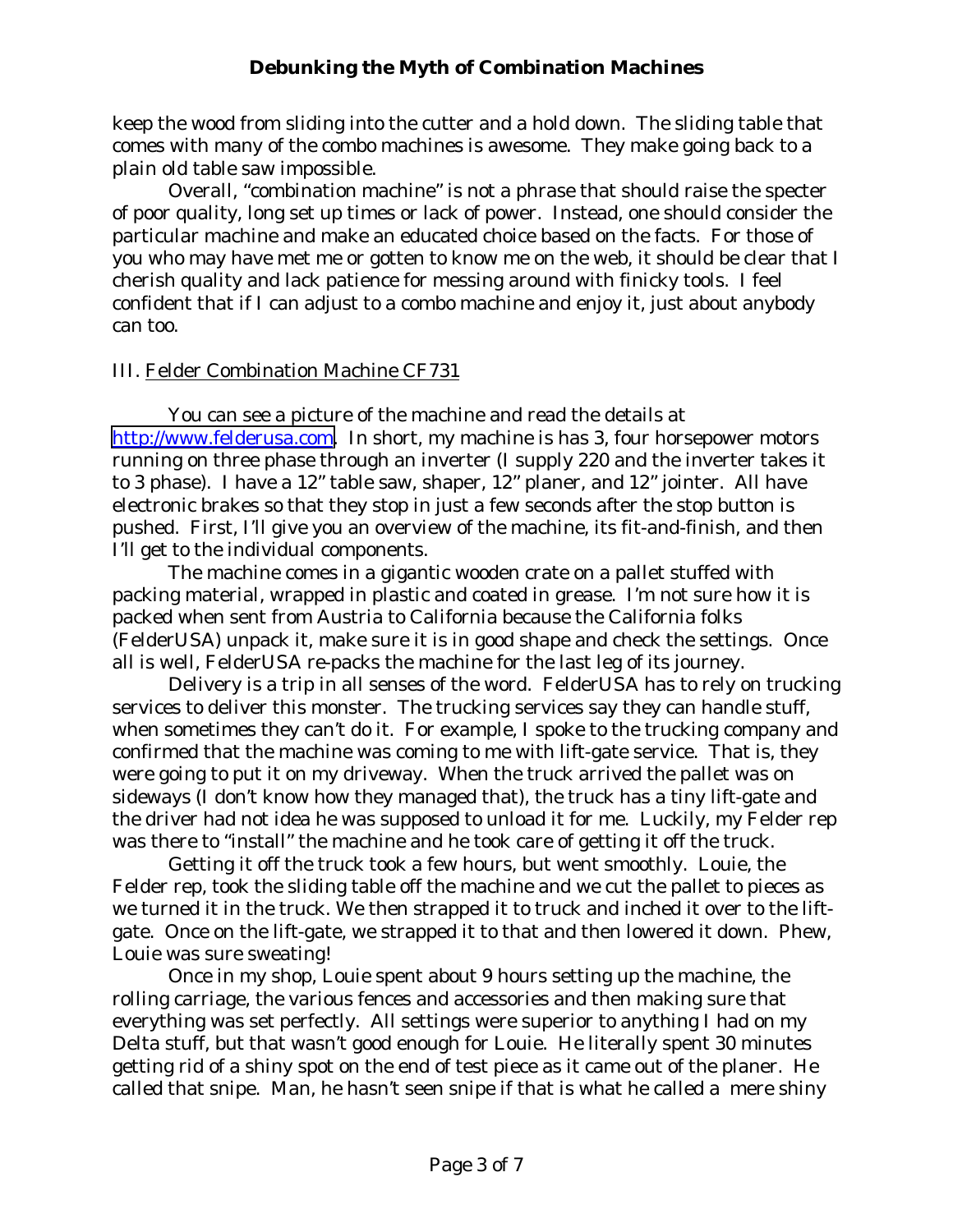keep the wood from sliding into the cutter and a hold down. The sliding table that comes with many of the combo machines is awesome. They make going back to a plain old table saw impossible.

Overall, "combination machine" is not a phrase that should raise the specter of poor quality, long set up times or lack of power. Instead, one should consider the particular machine and make an educated choice based on the facts. For those of you who may have met me or gotten to know me on the web, it should be clear that I cherish quality and lack patience for messing around with finicky tools. I feel confident that if I can adjust to a combo machine and enjoy it, just about anybody can too.

III. Felder Combination Machine CF731

You can see a picture of the machine and read the details at [http://www.felderusa.com](http://www.felderusa.com). In short, my machine is has 3, four horsepower motors running on three phase through an inverter (I supply 220 and the inverter takes it to 3 phase). I have a 12" table saw, shaper, 12" planer, and 12" jointer. All have electronic brakes so that they stop in just a few seconds after the stop button is pushed. First, I'll give you an overview of the machine, its fit-and-finish, and then I'll get to the individual components.

The machine comes in a gigantic wooden crate on a pallet stuffed with packing material, wrapped in plastic and coated in grease. I'm not sure how it is packed when sent from Austria to California because the California folks (FelderUSA) unpack it, make sure it is in good shape and check the settings. Once all is well, FelderUSA re-packs the machine for the last leg of its journey.

Delivery is a trip in all senses of the word. FelderUSA has to rely on trucking services to deliver this monster. The trucking services say they can handle stuff, when sometimes they can't do it. For example, I spoke to the trucking company and confirmed that the machine was coming to me with lift-gate service. That is, they were going to put it on my driveway. When the truck arrived the pallet was on sideways (I don't know how they managed that), the truck has a tiny lift-gate and the driver had not idea he was supposed to unload it for me. Luckily, my Felder rep was there to "install" the machine and he took care of getting it off the truck.

Getting it off the truck took a few hours, but went smoothly. Louie, the Felder rep, took the sliding table off the machine and we cut the pallet to pieces as we turned it in the truck. We then strapped it to truck and inched it over to the lift-gate. Once on the lift-gate, we strapped it to that and then lowered it down. Phew, Louie was sure sweating!

Once in my shop, Louie spent about 9 hours setting up the machine, the rolling carriage, the various fences and accessories and then making sure that everything was set perfectly. All settings were superior to anything I had on my Delta stuff, but that wasn't good enough for Louie. He literally spent 30 minutes getting rid of a shiny spot on the end of test piece as it came out of the planer. He called that snipe. Man, he hasn't seen snipe if that is what he called a mere shiny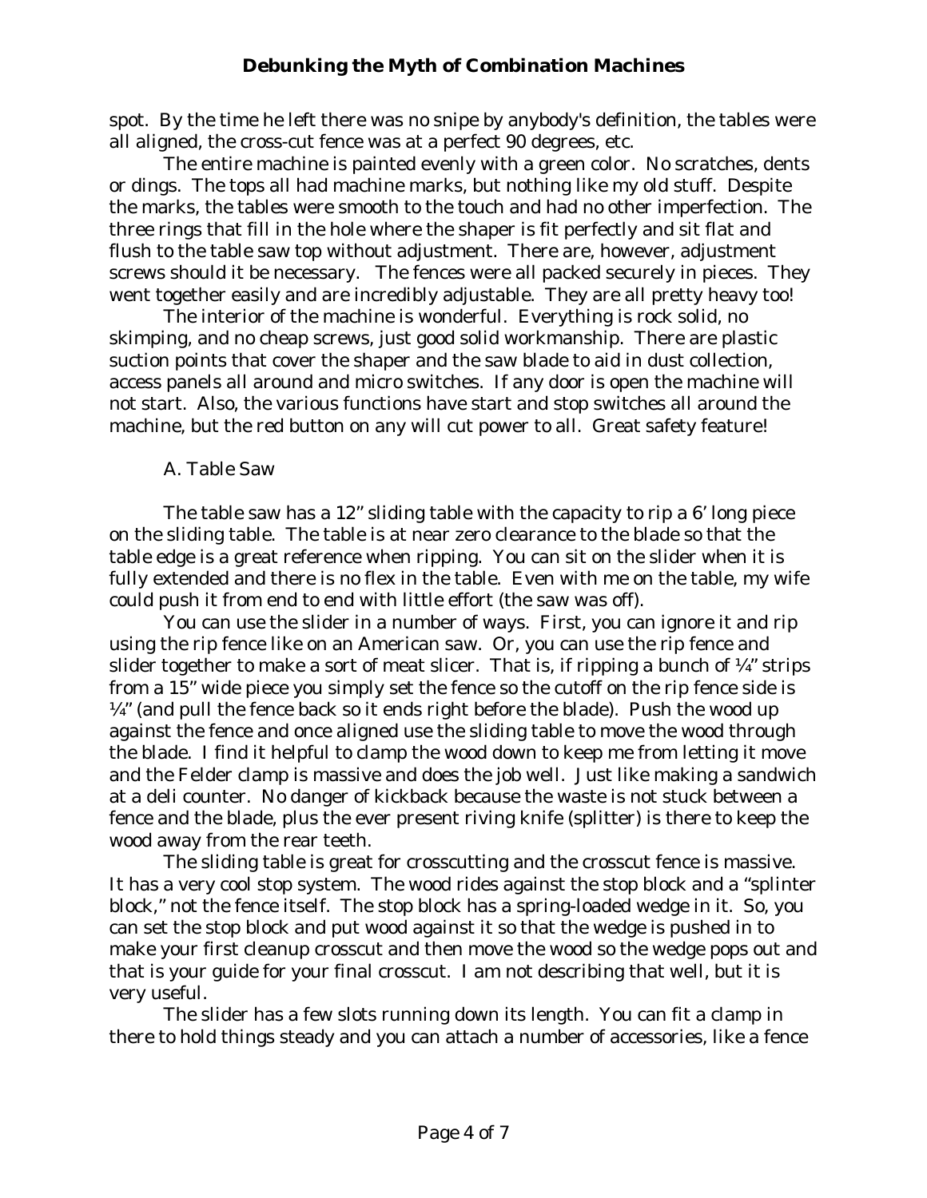spot. By the time he left there was no snipe by anybody's definition, the tables were all aligned, the cross-cut fence was at a perfect 90 degrees, etc.

The entire machine is painted evenly with a green color. No scratches, dents or dings. The tops all had machine marks, but nothing like my old stuff. Despite the marks, the tables were smooth to the touch and had no other imperfection. The three rings that fill in the hole where the shaper is fit perfectly and sit flat and flush to the table saw top without adjustment. There are, however, adjustment screws should it be necessary. The fences were all packed securely in pieces. They went together easily and are incredibly adjustable. They are all pretty heavy too!

The interior of the machine is wonderful. Everything is rock solid, no skimping, and no cheap screws, just good solid workmanship. There are plastic suction points that cover the shaper and the saw blade to aid in dust collection, access panels all around and micro switches. If any door is open the machine will not start. Also, the various functions have start and stop switches all around the machine, but the red button on any will cut power to all. Great safety feature!

A. Table Saw

The table saw has a 12" sliding table with the capacity to rip a 6' long piece on the sliding table. The table is at near zero clearance to the blade so that the table edge is a great reference when ripping. You can sit on the slider when it is fully extended and there is no flex in the table. Even with me on the table, my wife could push it from end to end with little effort (the saw was off).

You can use the slider in a number of ways. First, you can ignore it and rip using the rip fence like on an American saw. Or, you can use the rip fence and slider together to make a sort of meat slicer. That is, if ripping a bunch of ¼" strips from a 15" wide piece you simply set the fence so the cutoff on the rip fence side is ¼" (and pull the fence back so it ends right before the blade). Push the wood up against the fence and once aligned use the sliding table to move the wood through the blade. I find it helpful to clamp the wood down to keep me from letting it move and the Felder clamp is massive and does the job well. Just like making a sandwich at a deli counter. No danger of kickback because the waste is not stuck between a fence and the blade, plus the ever present riving knife (splitter) is there to keep the wood away from the rear teeth.

The sliding table is great for crosscutting and the crosscut fence is massive. It has a very cool stop system. The wood rides against the stop block and a "splinter block," not the fence itself. The stop block has a spring-loaded wedge in it. So, you can set the stop block and put wood against it so that the wedge is pushed in to make your first cleanup crosscut and then move the wood so the wedge pops out and that is your guide for your final crosscut. I am not describing that well, but it is very useful.

The slider has a few slots running down its length. You can fit a clamp in there to hold things steady and you can attach a number of accessories, like a fence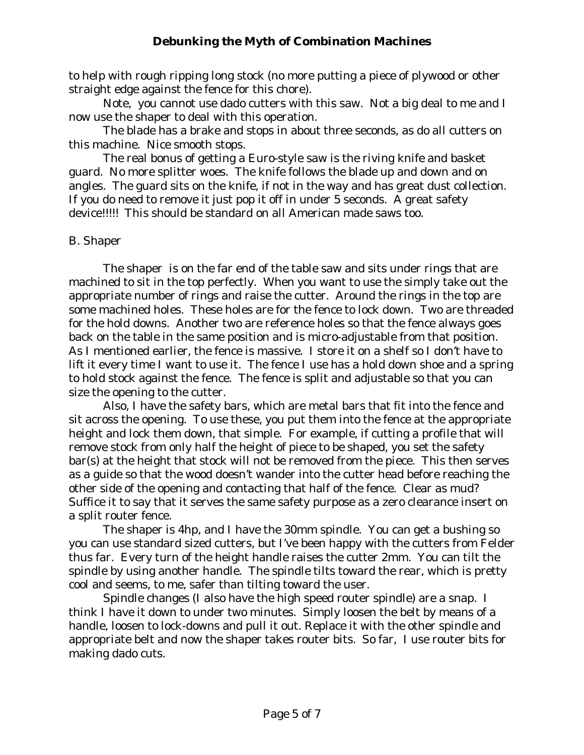to help with rough ripping long stock (no more putting a piece of plywood or other straight edge against the fence for this chore).

Note, you cannot use dado cutters with this saw. Not a big deal to me and I now use the shaper to deal with this operation.

The blade has a brake and stops in about three seconds, as do all cutters on this machine. Nice smooth stops.

The real bonus of getting a Euro-style saw is the riving knife and basket guard. No more splitter woes. The knife follows the blade up and down and on angles. The guard sits on the knife, if not in the way and has great dust collection. If you do need to remove it just pop it off in under 5 seconds. A great safety device!!!!! This should be standard on all American made saws too.

B. Shaper

The shaper is on the far end of the table saw and sits under rings that are machined to sit in the top perfectly. When you want to use the simply take out the appropriate number of rings and raise the cutter. Around the rings in the top are some machined holes. These holes are for the fence to lock down. Two are threaded for the hold downs. Another two are reference holes so that the fence always goes back on the table in the same position and is micro-adjustable from that position. As I mentioned earlier, the fence is massive. I store it on a shelf so I don't have to lift it every time I want to use it. The fence I use has a hold down shoe and a spring to hold stock against the fence. The fence is split and adjustable so that you can size the opening to the cutter.

Also, I have the safety bars, which are metal bars that fit into the fence and sit across the opening. To use these, you put them into the fence at the appropriate height and lock them down, that simple. For example, if cutting a profile that will remove stock from only half the height of piece to be shaped, you set the safety bar(s) at the height that stock will not be removed from the piece. This then serves as a guide so that the wood doesn't wander into the cutter head before reaching the other side of the opening and contacting that half of the fence. Clear as mud? Suffice it to say that it serves the same safety purpose as a zero clearance insert on a split router fence.

The shaper is 4hp, and I have the 30mm spindle. You can get a bushing so you can use standard sized cutters, but I've been happy with the cutters from Felder thus far. Every turn of the height handle raises the cutter 2mm. You can tilt the spindle by using another handle. The spindle tilts toward the rear, which is pretty cool and seems, to me, safer than tilting toward the user.

Spindle changes (I also have the high speed router spindle) are a snap. I think I have it down to under two minutes. Simply loosen the belt by means of a handle, loosen to lock-downs and pull it out. Replace it with the other spindle and appropriate belt and now the shaper takes router bits. So far, I use router bits for making dado cuts.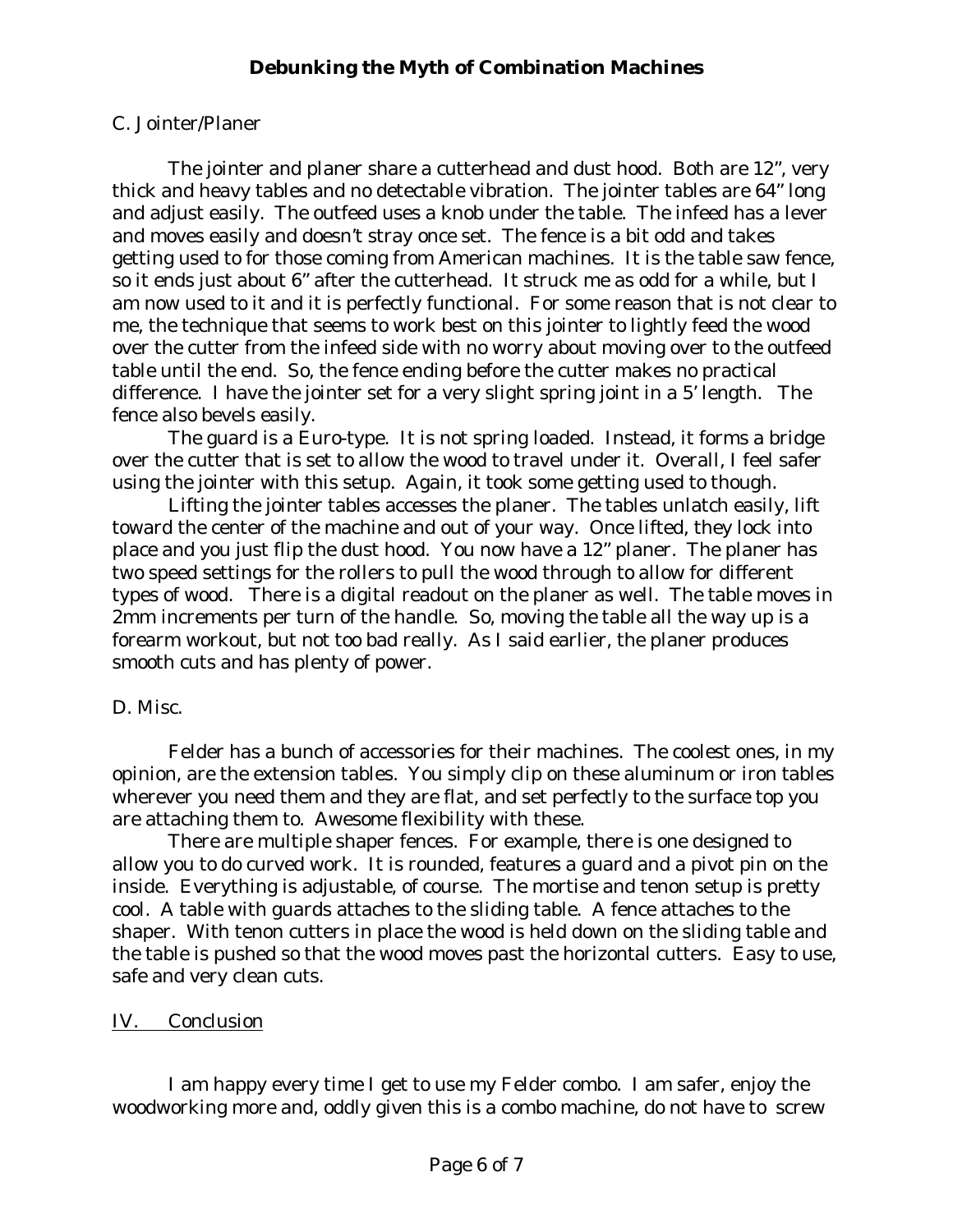C. Jointer/Planer

The jointer and planer share a cutterhead and dust hood. Both are 12", very thick and heavy tables and no detectable vibration. The jointer tables are 64" long and adjust easily. The outfeed uses a knob under the table. The infeed has a lever and moves easily and doesn't stray once set. The fence is a bit odd and takes getting used to for those coming from American machines. It is the table saw fence, so it ends just about 6" after the cutterhead. It struck me as odd for a while, but I am now used to it and it is perfectly functional. For some reason that is not clear to me, the technique that seems to work best on this jointer to lightly feed the wood over the cutter from the infeed side with no worry about moving over to the outfeed table until the end. So, the fence ending before the cutter makes no practical difference. I have the jointer set for a very slight spring joint in a 5' length. The fence also bevels easily.

The guard is a Euro-type. It is not spring loaded. Instead, it forms a bridge over the cutter that is set to allow the wood to travel under it. Overall, I feel safer using the jointer with this setup. Again, it took some getting used to though.

Lifting the jointer tables accesses the planer. The tables unlatch easily, lift toward the center of the machine and out of your way. Once lifted, they lock into place and you just flip the dust hood. You now have a 12" planer. The planer has two speed settings for the rollers to pull the wood through to allow for different types of wood. There is a digital readout on the planer as well. The table moves in 2mm increments per turn of the handle. So, moving the table all the way up is a forearm workout, but not too bad really. As I said earlier, the planer produces smooth cuts and has plenty of power.

D. Misc.

Felder has a bunch of accessories for their machines. The coolest ones, in my opinion, are the extension tables. You simply clip on these aluminum or iron tables wherever you need them and they are flat, and set perfectly to the surface top you are attaching them to. Awesome flexibility with these.

There are multiple shaper fences. For example, there is one designed to allow you to do curved work. It is rounded, features a guard and a pivot pin on the inside. Everything is adjustable, of course. The mortise and tenon setup is pretty cool. A table with guards attaches to the sliding table. A fence attaches to the shaper. With tenon cutters in place the wood is held down on the sliding table and the table is pushed so that the wood moves past the horizontal cutters. Easy to use, safe and very clean cuts.

## IV. Conclusion

I am happy every time I get to use my Felder combo. I am safer, enjoy the woodworking more and, oddly given this is a combo machine, do not have to screw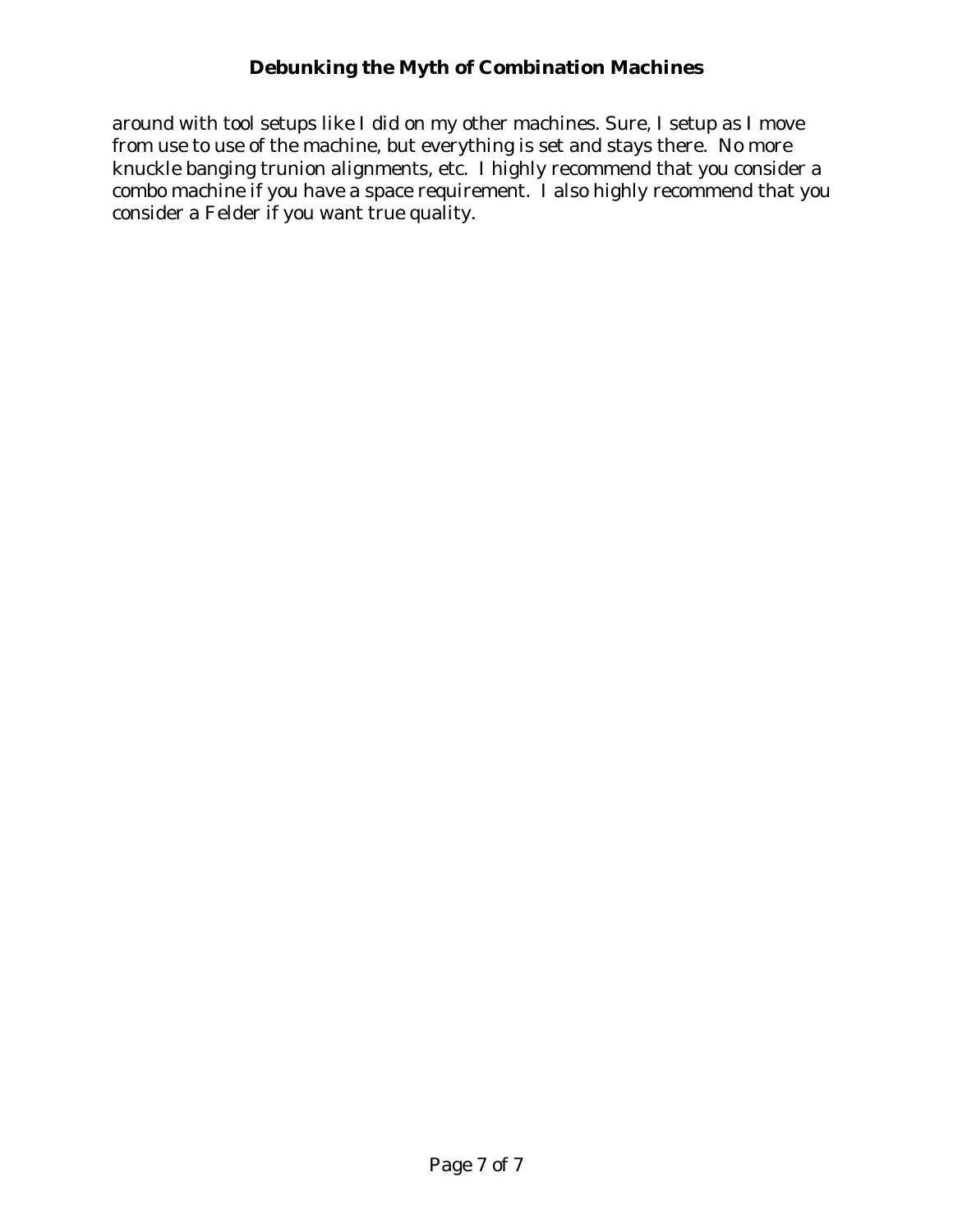around with tool setups like I did on my other machines. Sure, I setup as I move from use to use of the machine, but everything is set and stays there. No more knuckle banging trunion alignments, etc. I highly recommend that you consider a combo machine if you have a space requirement. I also highly recommend that you consider a Felder if you want true quality.